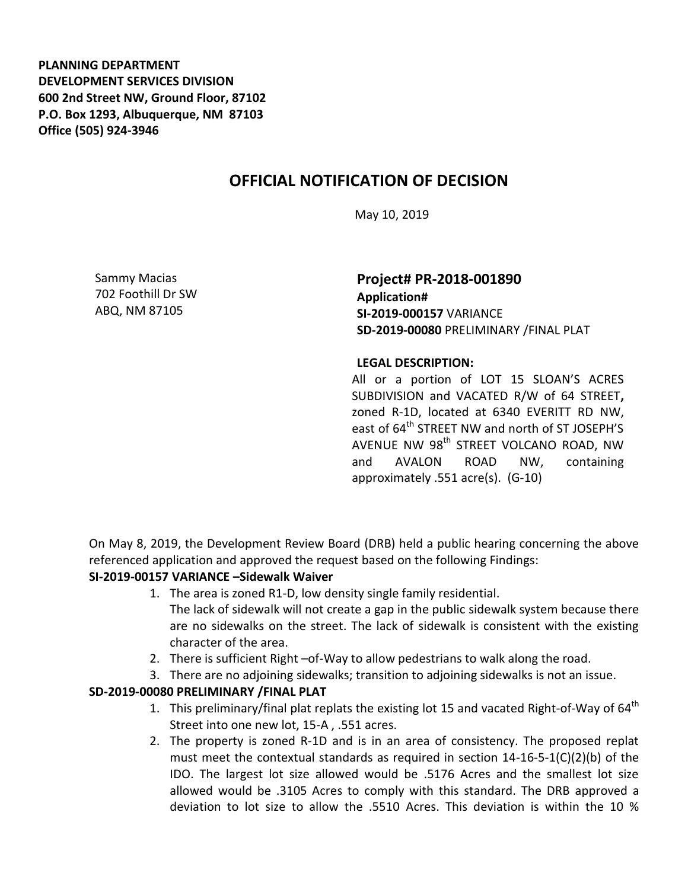**PLANNING DEPARTMENT**
**DEVELOPMENT SERVICES DIVISION**
**600 2nd Street NW, Ground Floor, 87102**
**P.O. Box 1293, Albuquerque, NM 87103**
**Office (505) 924-3946**

# OFFICIAL NOTIFICATION OF DECISION

May 10, 2019

Sammy Macias
702 Foothill Dr SW
ABQ, NM 87105

**Project# PR-2018-001890**
**Application#**
**SI-2019-000157** VARIANCE
**SD-2019-00080** PRELIMINARY /FINAL PLAT

**LEGAL DESCRIPTION:**
All or a portion of LOT 15 SLOAN'S ACRES SUBDIVISION and VACATED R/W of 64 STREET**,** zoned R-1D, located at 6340 EVERITT RD NW, east of 64th STREET NW and north of ST JOSEPH'S AVENUE NW 98th STREET VOLCANO ROAD, NW and AVALON ROAD NW, containing approximately .551 acre(s). (G-10)

On May 8, 2019, the Development Review Board (DRB) held a public hearing concerning the above referenced application and approved the request based on the following Findings:

**SI-2019-00157 VARIANCE –Sidewalk Waiver**

1. The area is zoned R1-D, low density single family residential.
   The lack of sidewalk will not create a gap in the public sidewalk system because there are no sidewalks on the street. The lack of sidewalk is consistent with the existing character of the area.
2. There is sufficient Right –of-Way to allow pedestrians to walk along the road.
3. There are no adjoining sidewalks; transition to adjoining sidewalks is not an issue.

**SD-2019-00080 PRELIMINARY /FINAL PLAT**

1. This preliminary/final plat replats the existing lot 15 and vacated Right-of-Way of 64th Street into one new lot, 15-A , .551 acres.
2. The property is zoned R-1D and is in an area of consistency. The proposed replat must meet the contextual standards as required in section 14-16-5-1(C)(2)(b) of the IDO. The largest lot size allowed would be .5176 Acres and the smallest lot size allowed would be .3105 Acres to comply with this standard. The DRB approved a deviation to lot size to allow the .5510 Acres. This deviation is within the 10 %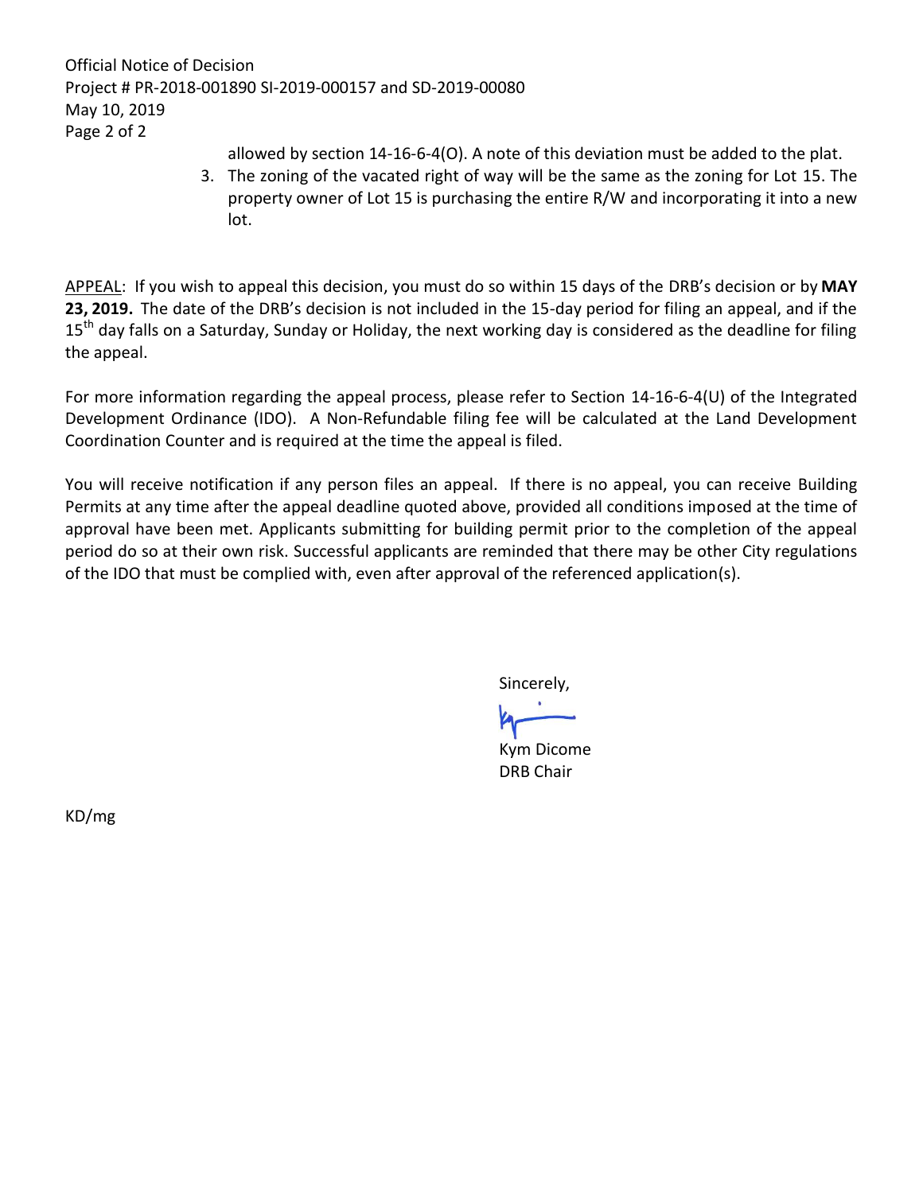allowed by section 14-16-6-4(O). A note of this deviation must be added to the plat.

3. The zoning of the vacated right of way will be the same as the zoning for Lot 15. The property owner of Lot 15 is purchasing the entire R/W and incorporating it into a new lot.

APPEAL: If you wish to appeal this decision, you must do so within 15 days of the DRB's decision or by **MAY 23, 2019.** The date of the DRB's decision is not included in the 15-day period for filing an appeal, and if the 15th day falls on a Saturday, Sunday or Holiday, the next working day is considered as the deadline for filing the appeal.

For more information regarding the appeal process, please refer to Section 14-16-6-4(U) of the Integrated Development Ordinance (IDO). A Non-Refundable filing fee will be calculated at the Land Development Coordination Counter and is required at the time the appeal is filed.

You will receive notification if any person files an appeal. If there is no appeal, you can receive Building Permits at any time after the appeal deadline quoted above, provided all conditions imposed at the time of approval have been met. Applicants submitting for building permit prior to the completion of the appeal period do so at their own risk. Successful applicants are reminded that there may be other City regulations of the IDO that must be complied with, even after approval of the referenced application(s).

Sincerely,

Kym Dicome
DRB Chair

KD/mg